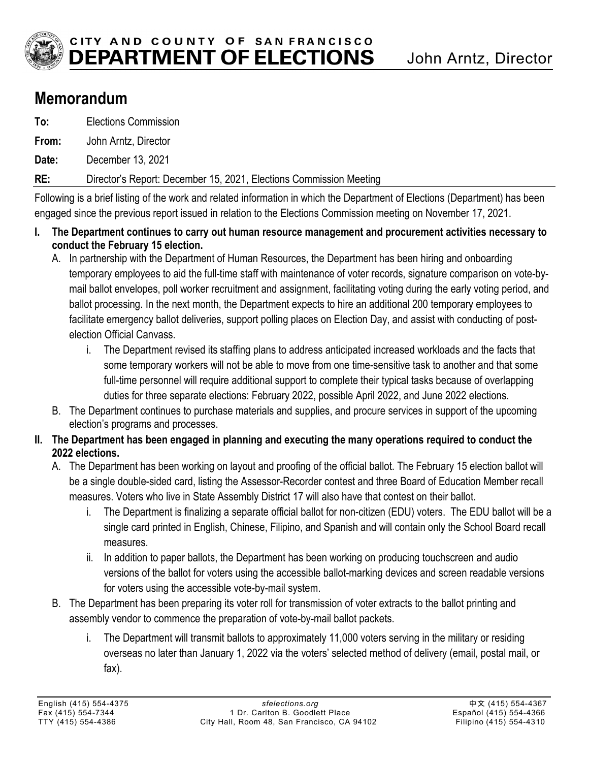CITY AND COUNTY OF SAN FRANCISCO
**DEPARTMENT OF ELECTIONS** John Arntz, Director

# Memorandum

**To:** Elections Commission

**From:** John Arntz, Director

**Date:** December 13, 2021

**RE:** Director's Report: December 15, 2021, Elections Commission Meeting

Following is a brief listing of the work and related information in which the Department of Elections (Department) has been engaged since the previous report issued in relation to the Elections Commission meeting on November 17, 2021.

**I. The Department continues to carry out human resource management and procurement activities necessary to conduct the February 15 election.**

A. In partnership with the Department of Human Resources, the Department has been hiring and onboarding temporary employees to aid the full-time staff with maintenance of voter records, signature comparison on vote-by-mail ballot envelopes, poll worker recruitment and assignment, facilitating voting during the early voting period, and ballot processing. In the next month, the Department expects to hire an additional 200 temporary employees to facilitate emergency ballot deliveries, support polling places on Election Day, and assist with conducting of post-election Official Canvass.

i. The Department revised its staffing plans to address anticipated increased workloads and the facts that some temporary workers will not be able to move from one time-sensitive task to another and that some full-time personnel will require additional support to complete their typical tasks because of overlapping duties for three separate elections: February 2022, possible April 2022, and June 2022 elections.

B. The Department continues to purchase materials and supplies, and procure services in support of the upcoming election's programs and processes.

**II. The Department has been engaged in planning and executing the many operations required to conduct the 2022 elections.**

A. The Department has been working on layout and proofing of the official ballot. The February 15 election ballot will be a single double-sided card, listing the Assessor-Recorder contest and three Board of Education Member recall measures. Voters who live in State Assembly District 17 will also have that contest on their ballot.

i. The Department is finalizing a separate official ballot for non-citizen (EDU) voters. The EDU ballot will be a single card printed in English, Chinese, Filipino, and Spanish and will contain only the School Board recall measures.

ii. In addition to paper ballots, the Department has been working on producing touchscreen and audio versions of the ballot for voters using the accessible ballot-marking devices and screen readable versions for voters using the accessible vote-by-mail system.

B. The Department has been preparing its voter roll for transmission of voter extracts to the ballot printing and assembly vendor to commence the preparation of vote-by-mail ballot packets.

i. The Department will transmit ballots to approximately 11,000 voters serving in the military or residing overseas no later than January 1, 2022 via the voters' selected method of delivery (email, postal mail, or fax).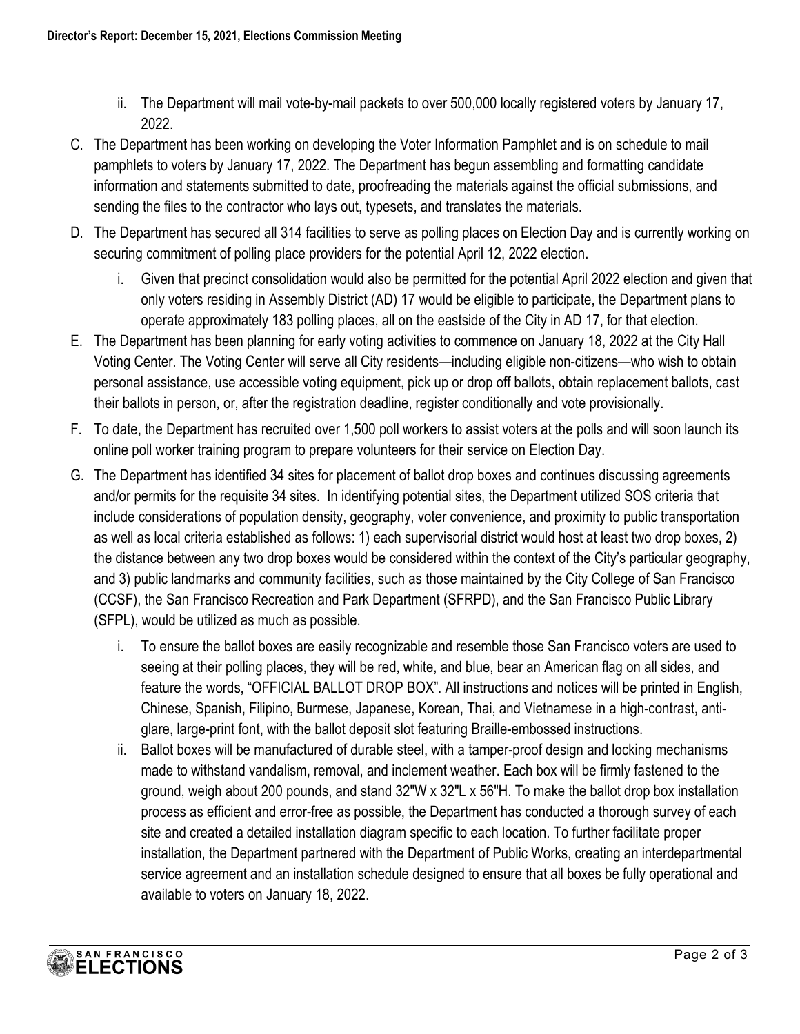ii. The Department will mail vote-by-mail packets to over 500,000 locally registered voters by January 17, 2022.

C. The Department has been working on developing the Voter Information Pamphlet and is on schedule to mail pamphlets to voters by January 17, 2022. The Department has begun assembling and formatting candidate information and statements submitted to date, proofreading the materials against the official submissions, and sending the files to the contractor who lays out, typesets, and translates the materials.

D. The Department has secured all 314 facilities to serve as polling places on Election Day and is currently working on securing commitment of polling place providers for the potential April 12, 2022 election.

   i. Given that precinct consolidation would also be permitted for the potential April 2022 election and given that only voters residing in Assembly District (AD) 17 would be eligible to participate, the Department plans to operate approximately 183 polling places, all on the eastside of the City in AD 17, for that election.

E. The Department has been planning for early voting activities to commence on January 18, 2022 at the City Hall Voting Center. The Voting Center will serve all City residents—including eligible non-citizens—who wish to obtain personal assistance, use accessible voting equipment, pick up or drop off ballots, obtain replacement ballots, cast their ballots in person, or, after the registration deadline, register conditionally and vote provisionally.

F. To date, the Department has recruited over 1,500 poll workers to assist voters at the polls and will soon launch its online poll worker training program to prepare volunteers for their service on Election Day.

G. The Department has identified 34 sites for placement of ballot drop boxes and continues discussing agreements and/or permits for the requisite 34 sites. In identifying potential sites, the Department utilized SOS criteria that include considerations of population density, geography, voter convenience, and proximity to public transportation as well as local criteria established as follows: 1) each supervisorial district would host at least two drop boxes, 2) the distance between any two drop boxes would be considered within the context of the City's particular geography, and 3) public landmarks and community facilities, such as those maintained by the City College of San Francisco (CCSF), the San Francisco Recreation and Park Department (SFRPD), and the San Francisco Public Library (SFPL), would be utilized as much as possible.

   i. To ensure the ballot boxes are easily recognizable and resemble those San Francisco voters are used to seeing at their polling places, they will be red, white, and blue, bear an American flag on all sides, and feature the words, "OFFICIAL BALLOT DROP BOX". All instructions and notices will be printed in English, Chinese, Spanish, Filipino, Burmese, Japanese, Korean, Thai, and Vietnamese in a high-contrast, anti-glare, large-print font, with the ballot deposit slot featuring Braille-embossed instructions.

   ii. Ballot boxes will be manufactured of durable steel, with a tamper-proof design and locking mechanisms made to withstand vandalism, removal, and inclement weather. Each box will be firmly fastened to the ground, weigh about 200 pounds, and stand 32"W x 32"L x 56"H. To make the ballot drop box installation process as efficient and error-free as possible, the Department has conducted a thorough survey of each site and created a detailed installation diagram specific to each location. To further facilitate proper installation, the Department partnered with the Department of Public Works, creating an interdepartmental service agreement and an installation schedule designed to ensure that all boxes be fully operational and available to voters on January 18, 2022.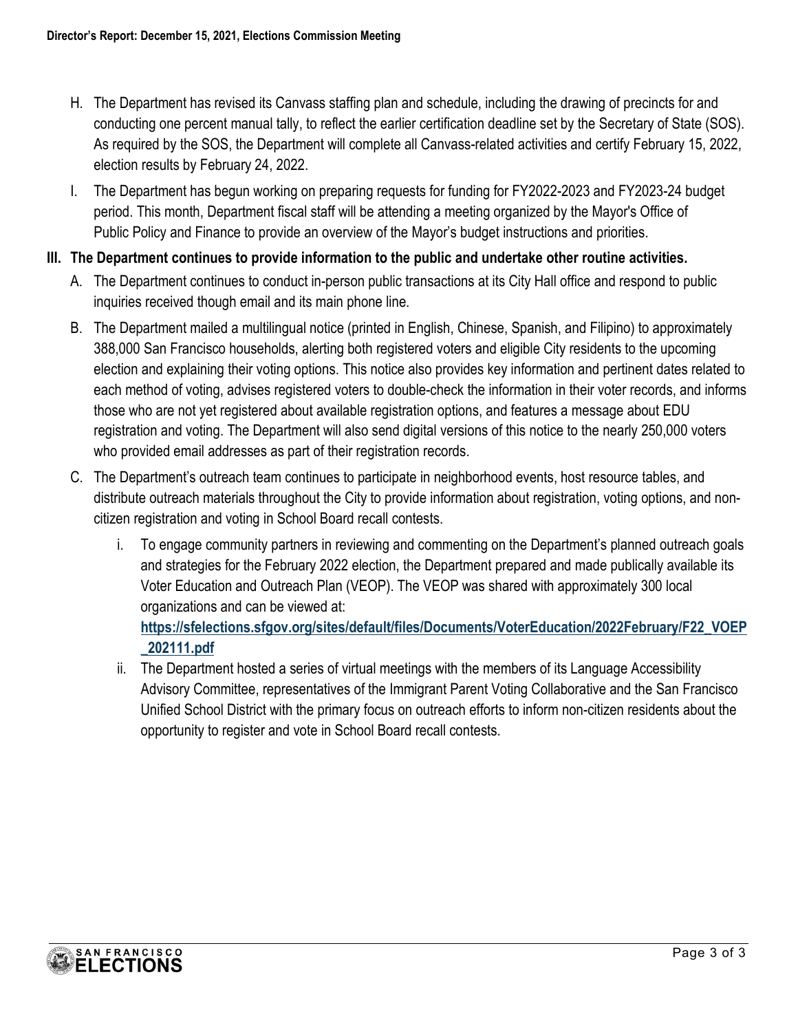H. The Department has revised its Canvass staffing plan and schedule, including the drawing of precincts for and conducting one percent manual tally, to reflect the earlier certification deadline set by the Secretary of State (SOS). As required by the SOS, the Department will complete all Canvass-related activities and certify February 15, 2022, election results by February 24, 2022.

I. The Department has begun working on preparing requests for funding for FY2022-2023 and FY2023-24 budget period. This month, Department fiscal staff will be attending a meeting organized by the Mayor's Office of Public Policy and Finance to provide an overview of the Mayor's budget instructions and priorities.

**III. The Department continues to provide information to the public and undertake other routine activities.**

A. The Department continues to conduct in-person public transactions at its City Hall office and respond to public inquiries received though email and its main phone line.

B. The Department mailed a multilingual notice (printed in English, Chinese, Spanish, and Filipino) to approximately 388,000 San Francisco households, alerting both registered voters and eligible City residents to the upcoming election and explaining their voting options. This notice also provides key information and pertinent dates related to each method of voting, advises registered voters to double-check the information in their voter records, and informs those who are not yet registered about available registration options, and features a message about EDU registration and voting. The Department will also send digital versions of this notice to the nearly 250,000 voters who provided email addresses as part of their registration records.

C. The Department's outreach team continues to participate in neighborhood events, host resource tables, and distribute outreach materials throughout the City to provide information about registration, voting options, and non-citizen registration and voting in School Board recall contests.

   i. To engage community partners in reviewing and commenting on the Department's planned outreach goals and strategies for the February 2022 election, the Department prepared and made publically available its Voter Education and Outreach Plan (VEOP). The VEOP was shared with approximately 300 local organizations and can be viewed at: **https://sfelections.sfgov.org/sites/default/files/Documents/VoterEducation/2022February/F22_VOEP_202111.pdf**

   ii. The Department hosted a series of virtual meetings with the members of its Language Accessibility Advisory Committee, representatives of the Immigrant Parent Voting Collaborative and the San Francisco Unified School District with the primary focus on outreach efforts to inform non-citizen residents about the opportunity to register and vote in School Board recall contests.